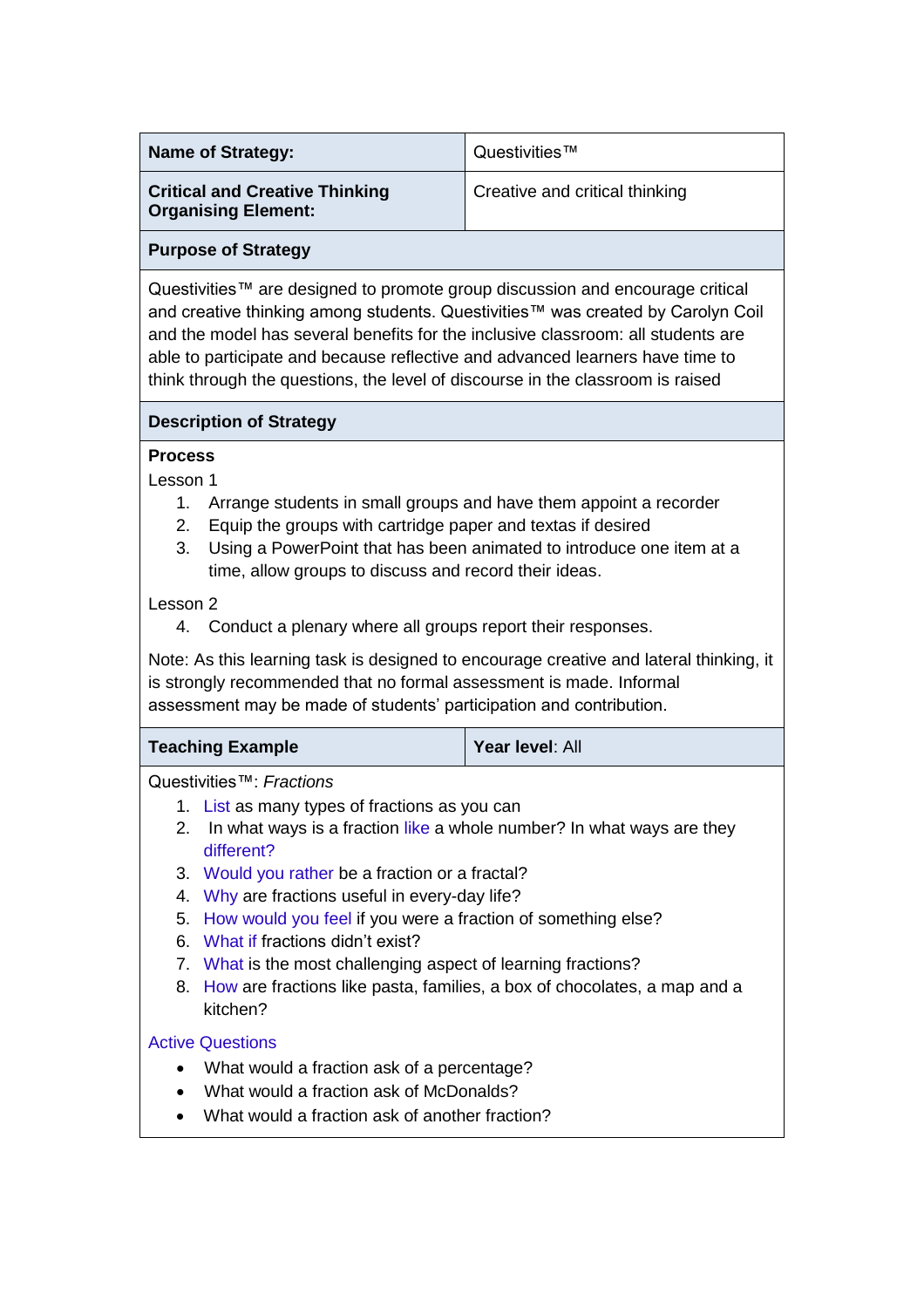| **Name of Strategy:** | Questivities™ |
| --- | --- |
| **Critical and Creative Thinking Organising Element:** | Creative and critical thinking |

**Purpose of Strategy**

Questivities™ are designed to promote group discussion and encourage critical and creative thinking among students. Questivities™ was created by Carolyn Coil and the model has several benefits for the inclusive classroom: all students are able to participate and because reflective and advanced learners have time to think through the questions, the level of discourse in the classroom is raised

**Description of Strategy**

**Process**

Lesson 1

1. Arrange students in small groups and have them appoint a recorder
2. Equip the groups with cartridge paper and textas if desired
3. Using a PowerPoint that has been animated to introduce one item at a time, allow groups to discuss and record their ideas.

Lesson 2

4. Conduct a plenary where all groups report their responses.

Note: As this learning task is designed to encourage creative and lateral thinking, it is strongly recommended that no formal assessment is made. Informal assessment may be made of students' participation and contribution.

| **Teaching Example** | **Year level**: All |
| --- | --- |

Questivities™: *Fractions*

1. List as many types of fractions as you can
2. In what ways is a fraction like a whole number? In what ways are they different?
3. Would you rather be a fraction or a fractal?
4. Why are fractions useful in every-day life?
5. How would you feel if you were a fraction of something else?
6. What if fractions didn't exist?
7. What is the most challenging aspect of learning fractions?
8. How are fractions like pasta, families, a box of chocolates, a map and a kitchen?

Active Questions

- What would a fraction ask of a percentage?
- What would a fraction ask of McDonalds?
- What would a fraction ask of another fraction?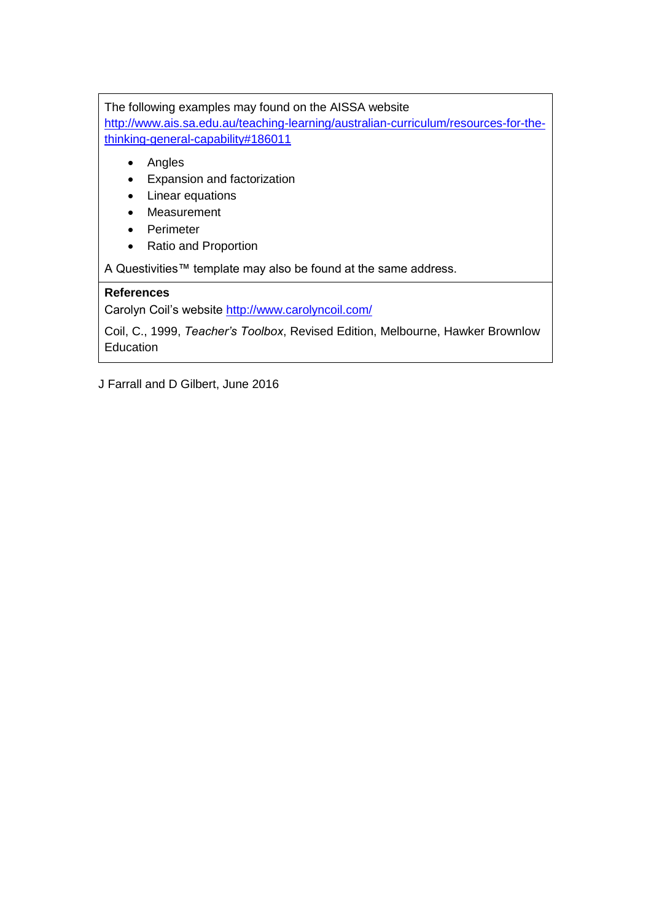The following examples may found on the AISSA website http://www.ais.sa.edu.au/teaching-learning/australian-curriculum/resources-for-the-thinking-general-capability#186011

- Angles
- Expansion and factorization
- Linear equations
- Measurement
- Perimeter
- Ratio and Proportion

A Questivities™ template may also be found at the same address.

**References**

Carolyn Coil's website http://www.carolyncoil.com/

Coil, C., 1999, *Teacher's Toolbox*, Revised Edition, Melbourne, Hawker Brownlow Education

J Farrall and D Gilbert, June 2016